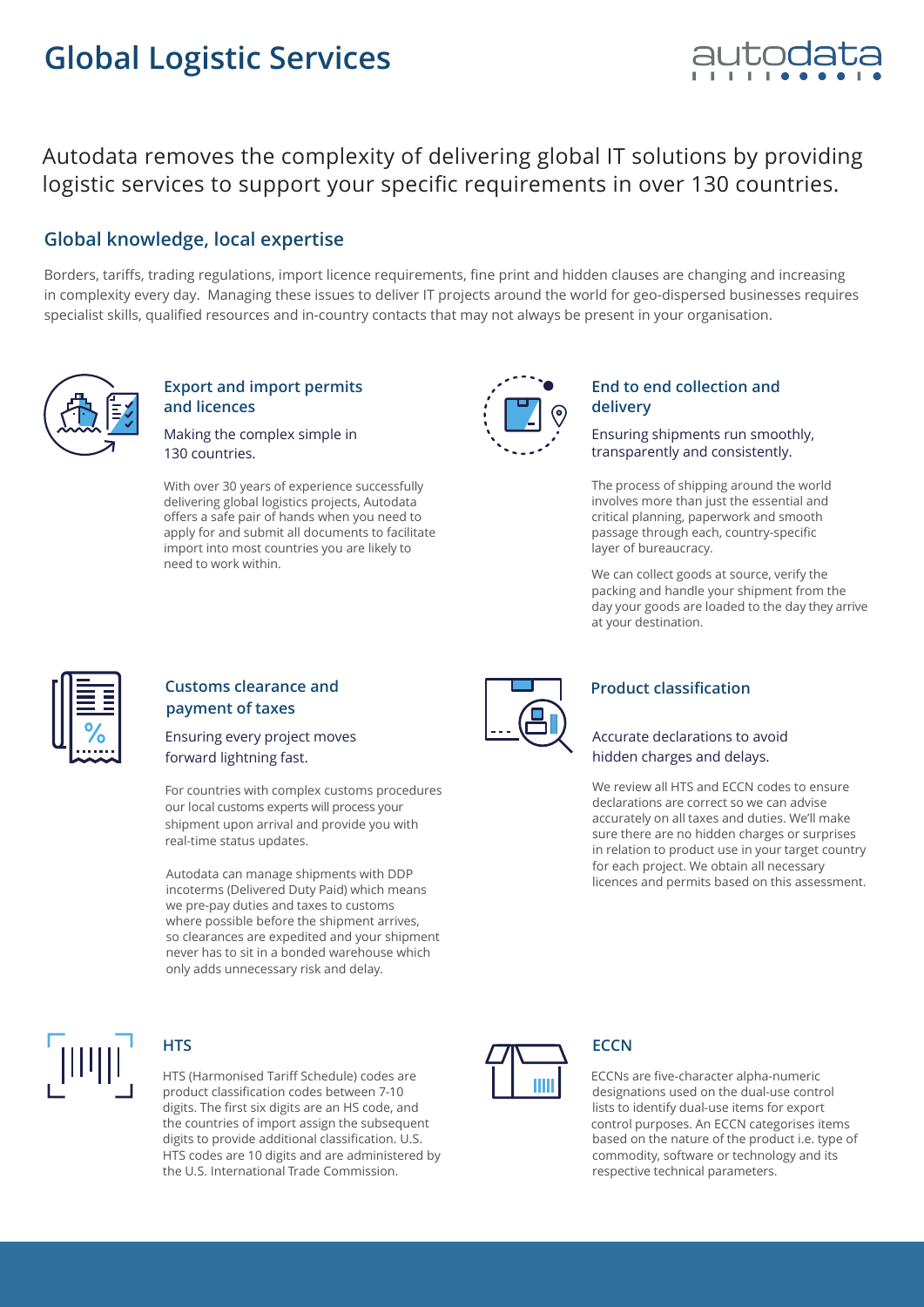# Global Logistic Services

Autodata removes the complexity of delivering global IT solutions by providing logistic services to support your specific requirements in over 130 countries.

## Global knowledge, local expertise

Borders, tariffs, trading regulations, import licence requirements, fine print and hidden clauses are changing and increasing in complexity every day. Managing these issues to deliver IT projects around the world for geo-dispersed businesses requires specialist skills, qualified resources and in-country contacts that may not always be present in your organisation.

### Export and import permits and licences

Making the complex simple in 130 countries.

With over 30 years of experience successfully delivering global logistics projects, Autodata offers a safe pair of hands when you need to apply for and submit all documents to facilitate import into most countries you are likely to need to work within.

### End to end collection and delivery

Ensuring shipments run smoothly, transparently and consistently.

The process of shipping around the world involves more than just the essential and critical planning, paperwork and smooth passage through each, country-specific layer of bureaucracy.

We can collect goods at source, verify the packing and handle your shipment from the day your goods are loaded to the day they arrive at your destination.

### Customs clearance and payment of taxes

Ensuring every project moves forward lightning fast.

For countries with complex customs procedures our local customs experts will process your shipment upon arrival and provide you with real-time status updates.

Autodata can manage shipments with DDP incoterms (Delivered Duty Paid) which means we pre-pay duties and taxes to customs where possible before the shipment arrives, so clearances are expedited and your shipment never has to sit in a bonded warehouse which only adds unnecessary risk and delay.

### Product classification

Accurate declarations to avoid hidden charges and delays.

We review all HTS and ECCN codes to ensure declarations are correct so we can advise accurately on all taxes and duties. We'll make sure there are no hidden charges or surprises in relation to product use in your target country for each project. We obtain all necessary licences and permits based on this assessment.

### HTS

HTS (Harmonised Tariff Schedule) codes are product classification codes between 7-10 digits. The first six digits are an HS code, and the countries of import assign the subsequent digits to provide additional classification. U.S. HTS codes are 10 digits and are administered by the U.S. International Trade Commission.

### ECCN

ECCNs are five-character alpha-numeric designations used on the dual-use control lists to identify dual-use items for export control purposes. An ECCN categorises items based on the nature of the product i.e. type of commodity, software or technology and its respective technical parameters.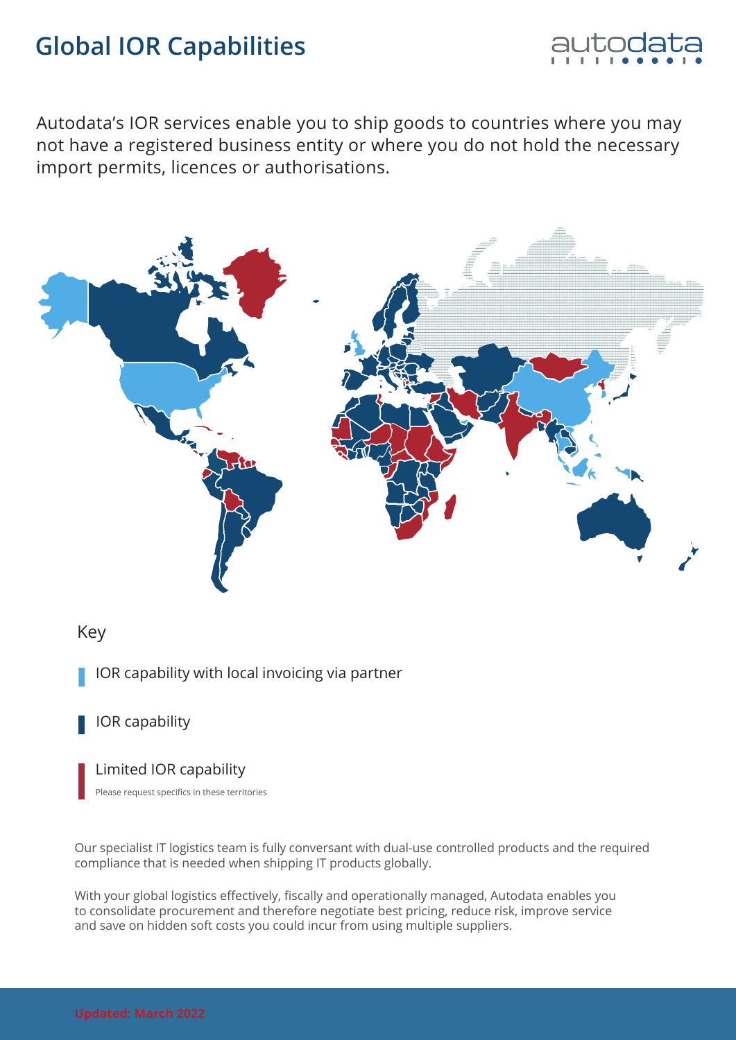# Global IOR Capabilities

Autodata's IOR services enable you to ship goods to countries where you may not have a registered business entity or where you do not hold the necessary import permits, licences or authorisations.

Key

- IOR capability with local invoicing via partner
- IOR capability
- Limited IOR capability
  Please request specifics in these territories

Our specialist IT logistics team is fully conversant with dual-use controlled products and the required compliance that is needed when shipping IT products globally.

With your global logistics effectively, fiscally and operationally managed, Autodata enables you to consolidate procurement and therefore negotiate best pricing, reduce risk, improve service and save on hidden soft costs you could incur from using multiple suppliers.

Updated: March 2022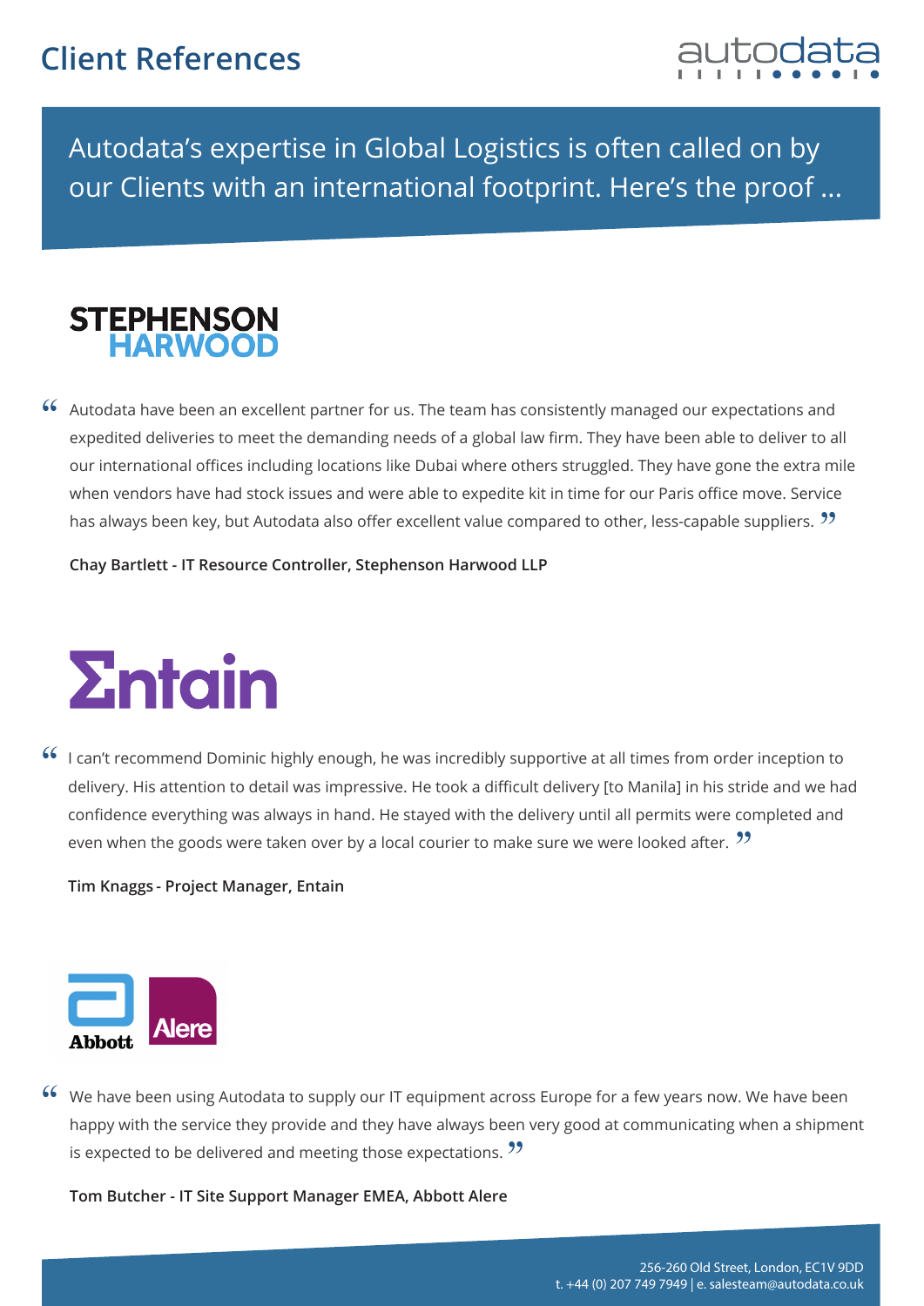# Client References

Autodata's expertise in Global Logistics is often called on by our Clients with an international footprint. Here's the proof ...

**STEPHENSON HARWOOD**

" Autodata have been an excellent partner for us. The team has consistently managed our expectations and expedited deliveries to meet the demanding needs of a global law firm. They have been able to deliver to all our international offices including locations like Dubai where others struggled. They have gone the extra mile when vendors have had stock issues and were able to expedite kit in time for our Paris office move. Service has always been key, but Autodata also offer excellent value compared to other, less-capable suppliers. "

**Chay Bartlett - IT Resource Controller, Stephenson Harwood LLP**

**Entain**

" I can't recommend Dominic highly enough, he was incredibly supportive at all times from order inception to delivery. His attention to detail was impressive. He took a difficult delivery [to Manila] in his stride and we had confidence everything was always in hand. He stayed with the delivery until all permits were completed and even when the goods were taken over by a local courier to make sure we were looked after. "

**Tim Knaggs - Project Manager, Entain**

**Abbott Alere**

" We have been using Autodata to supply our IT equipment across Europe for a few years now. We have been happy with the service they provide and they have always been very good at communicating when a shipment is expected to be delivered and meeting those expectations. "

**Tom Butcher - IT Site Support Manager EMEA, Abbott Alere**

256-260 Old Street, London, EC1V 9DD
t. +44 (0) 207 749 7949 | e. salesteam@autodata.co.uk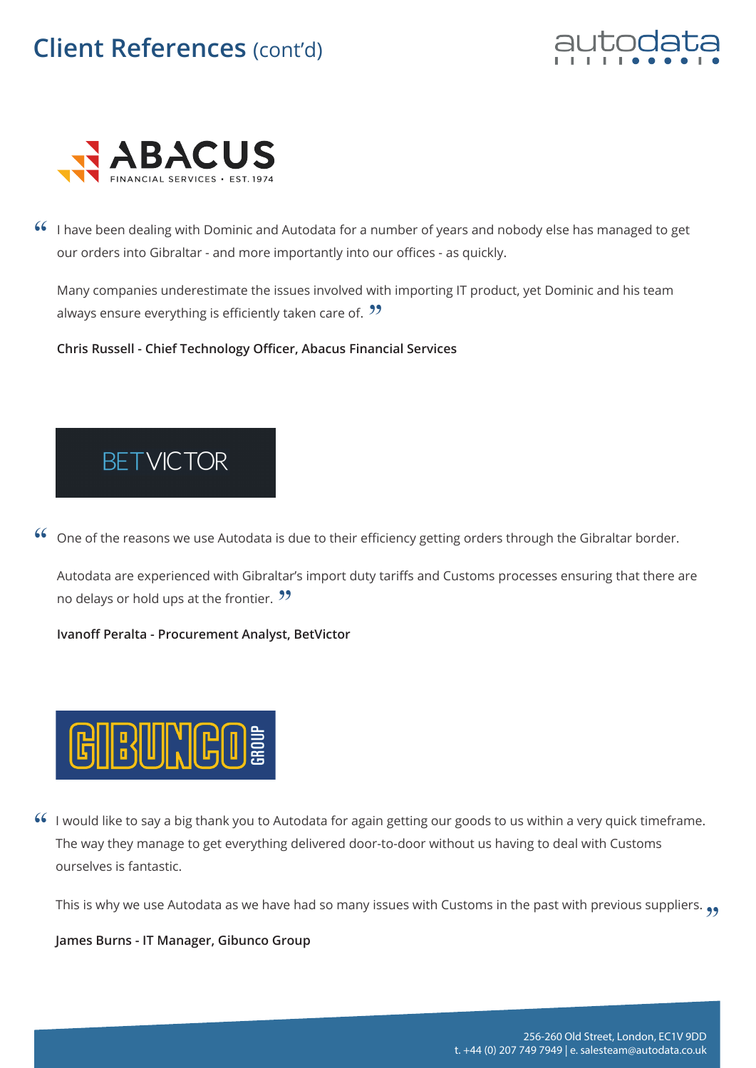# Client References (cont'd)

ABACUS
FINANCIAL SERVICES • EST. 1974

"I have been dealing with Dominic and Autodata for a number of years and nobody else has managed to get our orders into Gibraltar - and more importantly into our offices - as quickly.

Many companies underestimate the issues involved with importing IT product, yet Dominic and his team always ensure everything is efficiently taken care of."

**Chris Russell - Chief Technology Officer, Abacus Financial Services**

BETVICTOR

"One of the reasons we use Autodata is due to their efficiency getting orders through the Gibraltar border.

Autodata are experienced with Gibraltar's import duty tariffs and Customs processes ensuring that there are no delays or hold ups at the frontier."

**Ivanoff Peralta - Procurement Analyst, BetVictor**

GIBUNCO GROUP

"I would like to say a big thank you to Autodata for again getting our goods to us within a very quick timeframe. The way they manage to get everything delivered door-to-door without us having to deal with Customs ourselves is fantastic.

This is why we use Autodata as we have had so many issues with Customs in the past with previous suppliers."

**James Burns - IT Manager, Gibunco Group**

256-260 Old Street, London, EC1V 9DD
t. +44 (0) 207 749 7949 | e. salesteam@autodata.co.uk